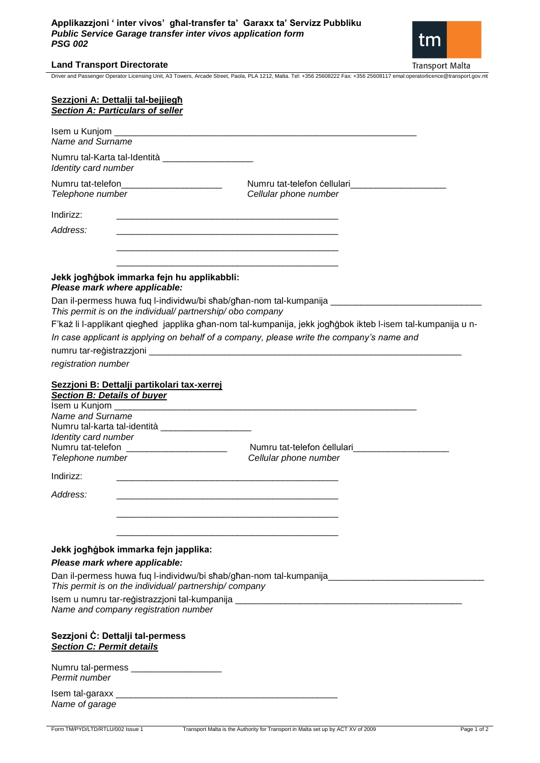**Applikazzjoni ' inter vivos' għal-transfer ta' Garaxx ta' Servizz Pubbliku**
***Public Service Garage transfer inter vivos application form***
***PSG 002***

**Land Transport Directorate**

Driver and Passenger Operator Licensing Unit, A3 Towers, Arcade Street, Paola, PLA 1212, Malta. Tel: +356 25608222 Fax: +356 25608117 emal:operatorlicence@transport.gov.mt

## Sezzjoni A: Dettalji tal-bejjiegħ
## *Section A: Particulars of seller*

Isem u Kunjom ____________________________________________________________
*Name and Surname*

Numru tal-Karta tal-Identità __________________
*Identity card number*

Numru tat-telefon____________________ Numru tat-telefon ċellulari___________________
*Telephone number* *Cellular phone number*

Indirizz: ____________________________________________
*Address:* ____________________________________________
____________________________________________
____________________________________________

**Jekk jogħġbok immarka fejn hu applikabbli:**
***Please mark where applicable:***

Dan il-permess huwa fuq l-individwu/bi sħab/għan-nom tal-kumpanija ______________________________
*This permit is on the individual/ partnership/ obo company*

F'każ li l-applikant qiegħed japplika għan-nom tal-kumpanija, jekk jogħġbok ikteb l-isem tal-kumpanija u n-
*In case applicant is applying on behalf of a company, please write the company's name and*
numru tar-reġistrazzjoni ________________________________________________________________
*registration number*

## Sezzjoni B: Dettalji partikolari tax-xerrej
## *Section B: Details of buyer*

Isem u Kunjom ____________________________________________________________
*Name and Surname*
Numru tal-karta tal-identità __________________
*Identity card number*
Numru tat-telefon ____________________ Numru tat-telefon ċellulari___________________
*Telephone number* *Cellular phone number*

Indirizz: ____________________________________________
*Address:* ____________________________________________
____________________________________________
____________________________________________

**Jekk jogħġbok immarka fejn japplika:**
***Please mark where applicable:***

Dan il-permess huwa fuq l-individwu/bi sħab/għan-nom tal-kumpanija______________________________
*This permit is on the individual/ partnership/ company*

Isem u numru tar-reġistrazzjoni tal-kumpanija ______________________________________________
*Name and company registration number*

## Sezzjoni Ċ: Dettalji tal-permess
## *Section C: Permit details*

Numru tal-permess __________________
*Permit number*

Isem tal-garaxx ____________________________________________
*Name of garage*

Form TM/PYD/LTD/RTLU/002 Issue 1 Transport Malta is the Authority for Transport in Malta set up by ACT XV of 2009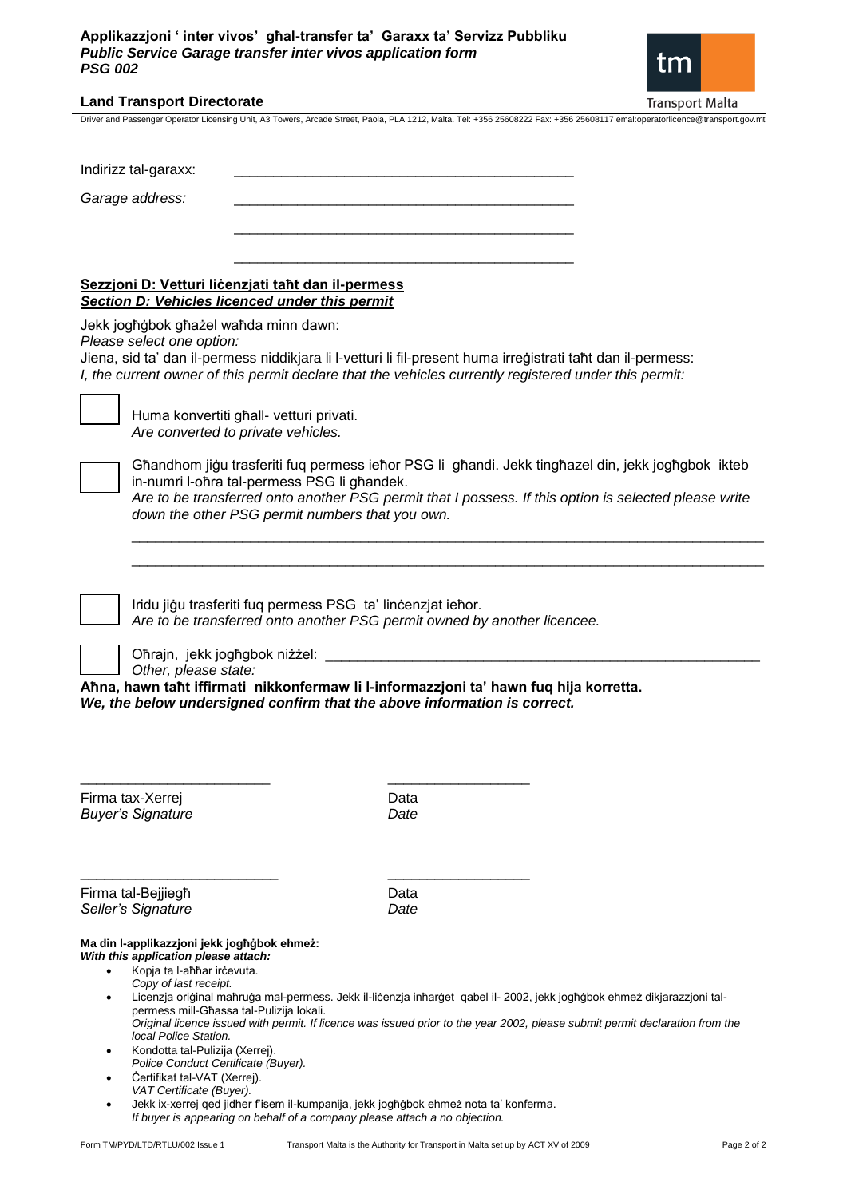**Applikazzjoni ' inter vivos' għal-transfer ta' Garaxx ta' Servizz Pubbliku**
***Public Service Garage transfer inter vivos application form***
***PSG 002***

**Land Transport Directorate**

Driver and Passenger Operator Licensing Unit, A3 Towers, Arcade Street, Paola, PLA 1212, Malta. Tel: +356 25608222 Fax: +356 25608117 emal:operatorlicence@transport.gov.mt

Indirizz tal-garaxx: ____________________________________________

*Garage address:* ____________________________________________

____________________________________________

____________________________________________

## **Sezzjoni D: Vetturi liċenzjati taħt dan il-permess**
## ***Section D: Vehicles licenced under this permit***

Jekk jogħġbok għażel waħda minn dawn:
*Please select one option:*
Jiena, sid ta' dan il-permess niddikjara li l-vetturi li fil-present huma irreġistrati taħt dan il-permess:
*I, the current owner of this permit declare that the vehicles currently registered under this permit:*

☐ Huma konvertiti għall- vetturi privati.
*Are converted to private vehicles.*

☐ Għandhom jiġu trasferiti fuq permess ieħor PSG li għandi. Jekk tingħazel din, jekk jogħgbok ikteb in-numri l-oħra tal-permess PSG li għandek.
*Are to be transferred onto another PSG permit that I possess. If this option is selected please write down the other PSG permit numbers that you own.*

______________________________________________________________________________

______________________________________________________________________________

☐ Iridu jiġu trasferiti fuq permess PSG ta' linċenzjat ieħor.
*Are to be transferred onto another PSG permit owned by another licencee.*

☐ Oħrajn, jekk jogħgbok niżżel: ____________________________________________
*Other, please state:*

**Aħna, hawn taħt iffirmati nikkonfermaw li l-informazzjoni ta' hawn fuq hija korretta.**
***We, the below undersigned confirm that the above information is correct.***

________________________ &nbsp;&nbsp;&nbsp;&nbsp; __________________

Firma tax-Xerrej &nbsp;&nbsp;&nbsp;&nbsp; Data
*Buyer's Signature* &nbsp;&nbsp;&nbsp;&nbsp; *Date*

________________________ &nbsp;&nbsp;&nbsp;&nbsp; __________________

Firma tal-Bejjiegħ &nbsp;&nbsp;&nbsp;&nbsp; Data
*Seller's Signature* &nbsp;&nbsp;&nbsp;&nbsp; *Date*

**Ma din l-applikazzjoni jekk jogħġbok ehmeż:**
***With this application please attach:***

- Kopja ta l-aħħar irċevuta.
  *Copy of last receipt.*
- Licenzja oriġinal maħruġa mal-permess. Jekk il-liċenzja inħarġet qabel il- 2002, jekk jogħġbok ehmeż dikjarazzjoni tal-permess mill-Għassa tal-Pulizija lokali.
  *Original licence issued with permit. If licence was issued prior to the year 2002, please submit permit declaration from the local Police Station.*
- Kondotta tal-Pulizija (Xerrej).
  *Police Conduct Certificate (Buyer).*
- Ċertifikat tal-VAT (Xerrej).
  *VAT Certificate (Buyer).*
- Jekk ix-xerrej qed jidher f'isem il-kumpanija, jekk jogħġbok ehmeż nota ta' konferma.
  *If buyer is appearing on behalf of a company please attach a no objection.*

Form TM/PYD/LTD/RTLU/002 Issue 1 &nbsp;&nbsp;&nbsp;&nbsp; Transport Malta is the Authority for Transport in Malta set up by ACT XV of 2009